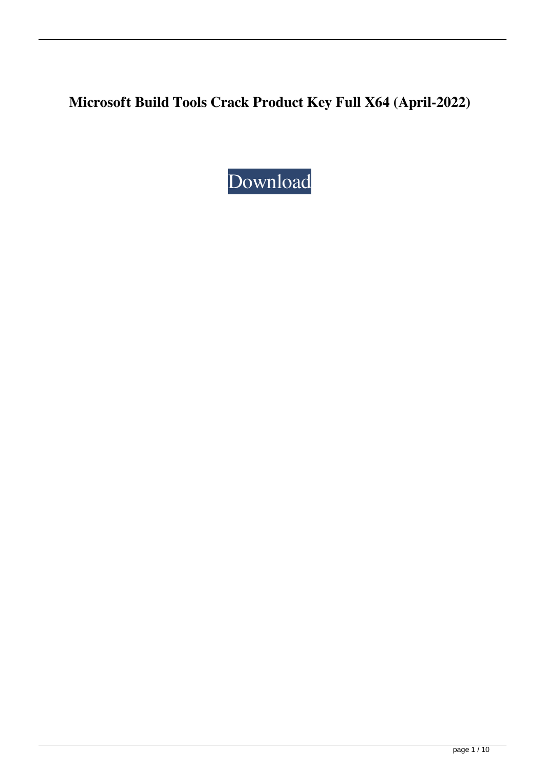# Microsoft Build Tools Crack Product Key Full X64 (April-2022)

Download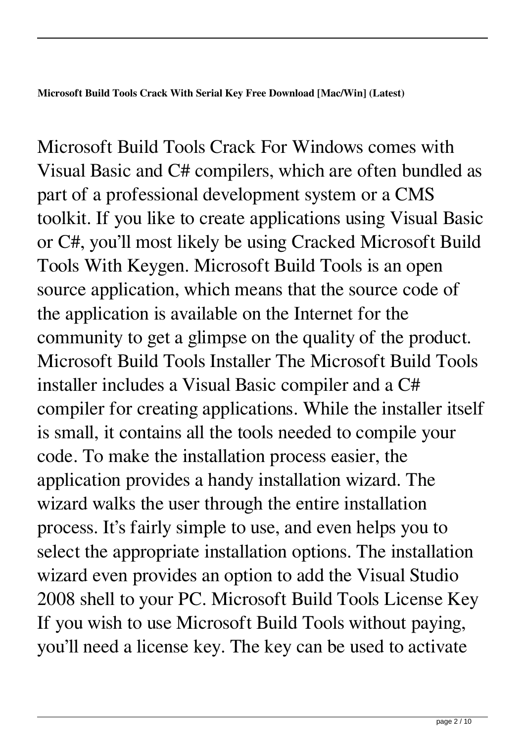**Microsoft Build Tools Crack With Serial Key Free Download [Mac/Win] (Latest)**

Microsoft Build Tools Crack For Windows comes with Visual Basic and C# compilers, which are often bundled as part of a professional development system or a CMS toolkit. If you like to create applications using Visual Basic or C#, you'll most likely be using Cracked Microsoft Build Tools With Keygen. Microsoft Build Tools is an open source application, which means that the source code of the application is available on the Internet for the community to get a glimpse on the quality of the product. Microsoft Build Tools Installer The Microsoft Build Tools installer includes a Visual Basic compiler and a C# compiler for creating applications. While the installer itself is small, it contains all the tools needed to compile your code. To make the installation process easier, the application provides a handy installation wizard. The wizard walks the user through the entire installation process. It's fairly simple to use, and even helps you to select the appropriate installation options. The installation wizard even provides an option to add the Visual Studio 2008 shell to your PC. Microsoft Build Tools License Key If you wish to use Microsoft Build Tools without paying, you'll need a license key. The key can be used to activate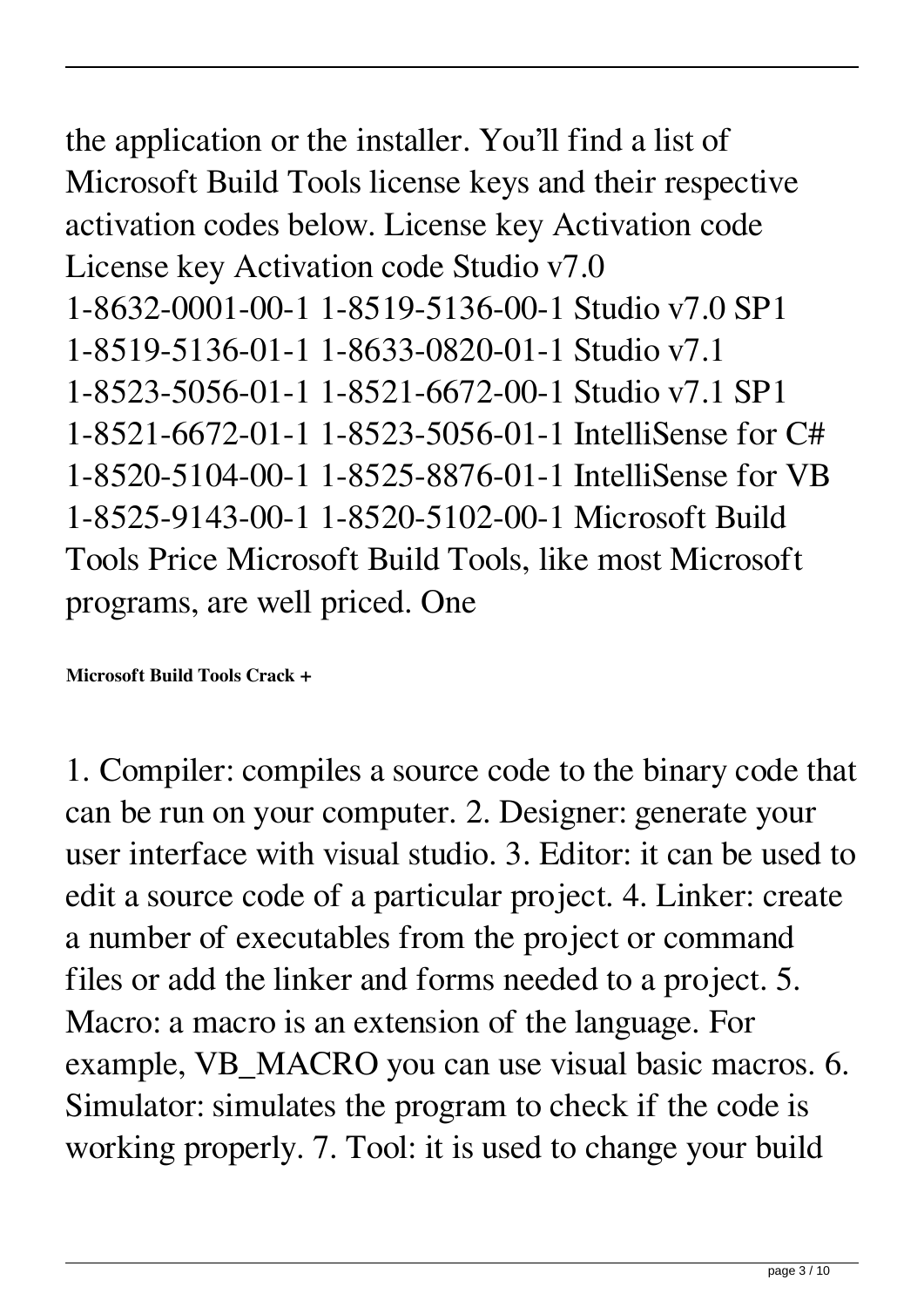the application or the installer. You'll find a list of Microsoft Build Tools license keys and their respective activation codes below. License key Activation code License key Activation code Studio v7.0 1-8632-0001-00-1 1-8519-5136-00-1 Studio v7.0 SP1 1-8519-5136-01-1 1-8633-0820-01-1 Studio v7.1 1-8523-5056-01-1 1-8521-6672-00-1 Studio v7.1 SP1 1-8521-6672-01-1 1-8523-5056-01-1 IntelliSense for C# 1-8520-5104-00-1 1-8525-8876-01-1 IntelliSense for VB 1-8525-9143-00-1 1-8520-5102-00-1 Microsoft Build Tools Price Microsoft Build Tools, like most Microsoft programs, are well priced. One

**Microsoft Build Tools Crack +**

1. Compiler: compiles a source code to the binary code that can be run on your computer. 2. Designer: generate your user interface with visual studio. 3. Editor: it can be used to edit a source code of a particular project. 4. Linker: create a number of executables from the project or command files or add the linker and forms needed to a project. 5. Macro: a macro is an extension of the language. For example, VB_MACRO you can use visual basic macros. 6. Simulator: simulates the program to check if the code is working properly. 7. Tool: it is used to change your build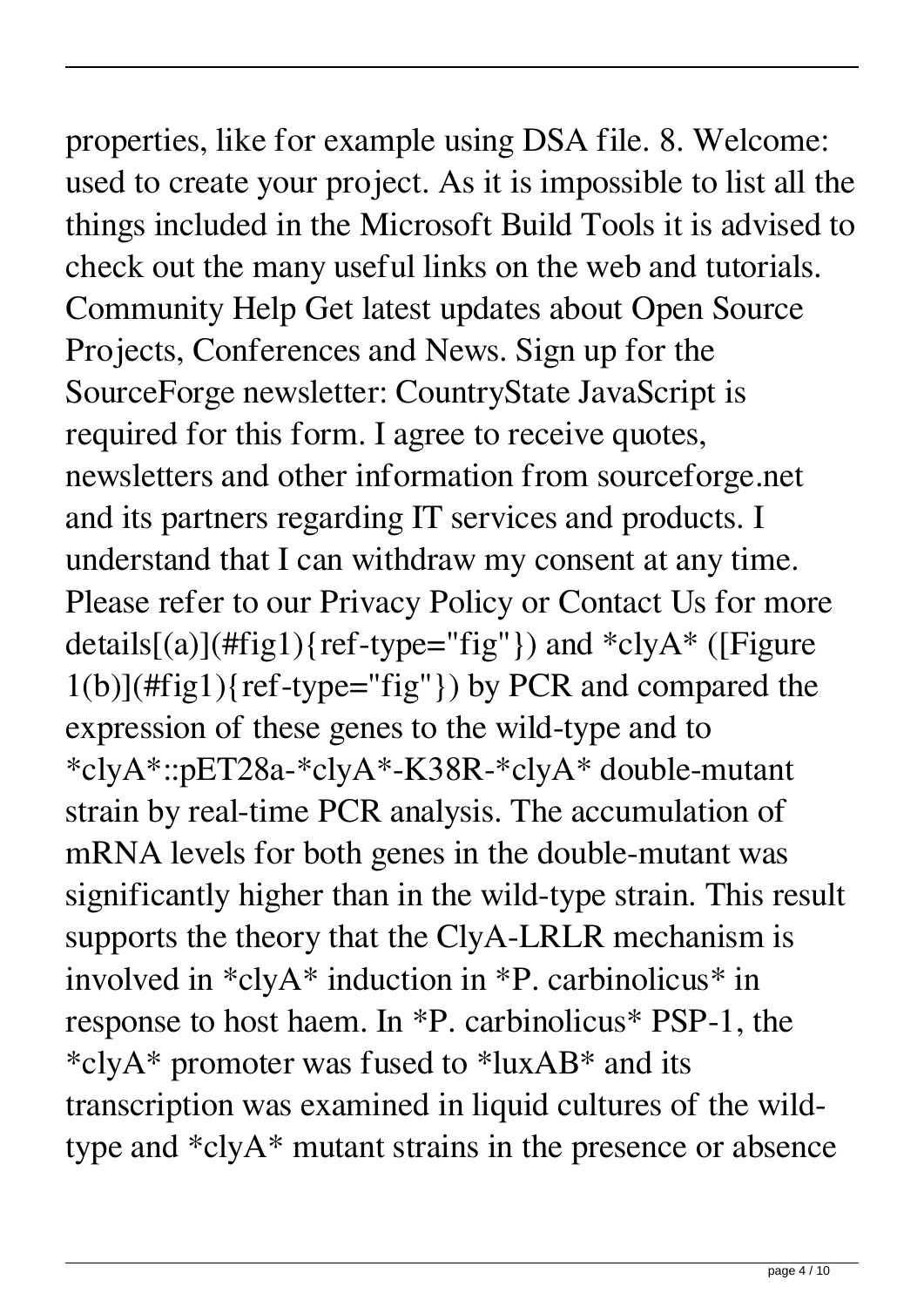properties, like for example using DSA file. 8. Welcome: used to create your project. As it is impossible to list all the things included in the Microsoft Build Tools it is advised to check out the many useful links on the web and tutorials. Community Help Get latest updates about Open Source Projects, Conferences and News. Sign up for the SourceForge newsletter: CountryState JavaScript is required for this form. I agree to receive quotes, newsletters and other information from sourceforge.net and its partners regarding IT services and products. I understand that I can withdraw my consent at any time. Please refer to our Privacy Policy or Contact Us for more details[(a)](#fig1){ref-type="fig"}) and *clyA* ([Figure 1(b)](#fig1){ref-type="fig"}) by PCR and compared the expression of these genes to the wild-type and to *clyA*::pET28a-*clyA*-K38R-*clyA* double-mutant strain by real-time PCR analysis. The accumulation of mRNA levels for both genes in the double-mutant was significantly higher than in the wild-type strain. This result supports the theory that the ClyA-LRLR mechanism is involved in *clyA* induction in *P. carbinolicus* in response to host haem. In *P. carbinolicus* PSP-1, the *clyA* promoter was fused to *luxAB* and its transcription was examined in liquid cultures of the wild-type and *clyA* mutant strains in the presence or absence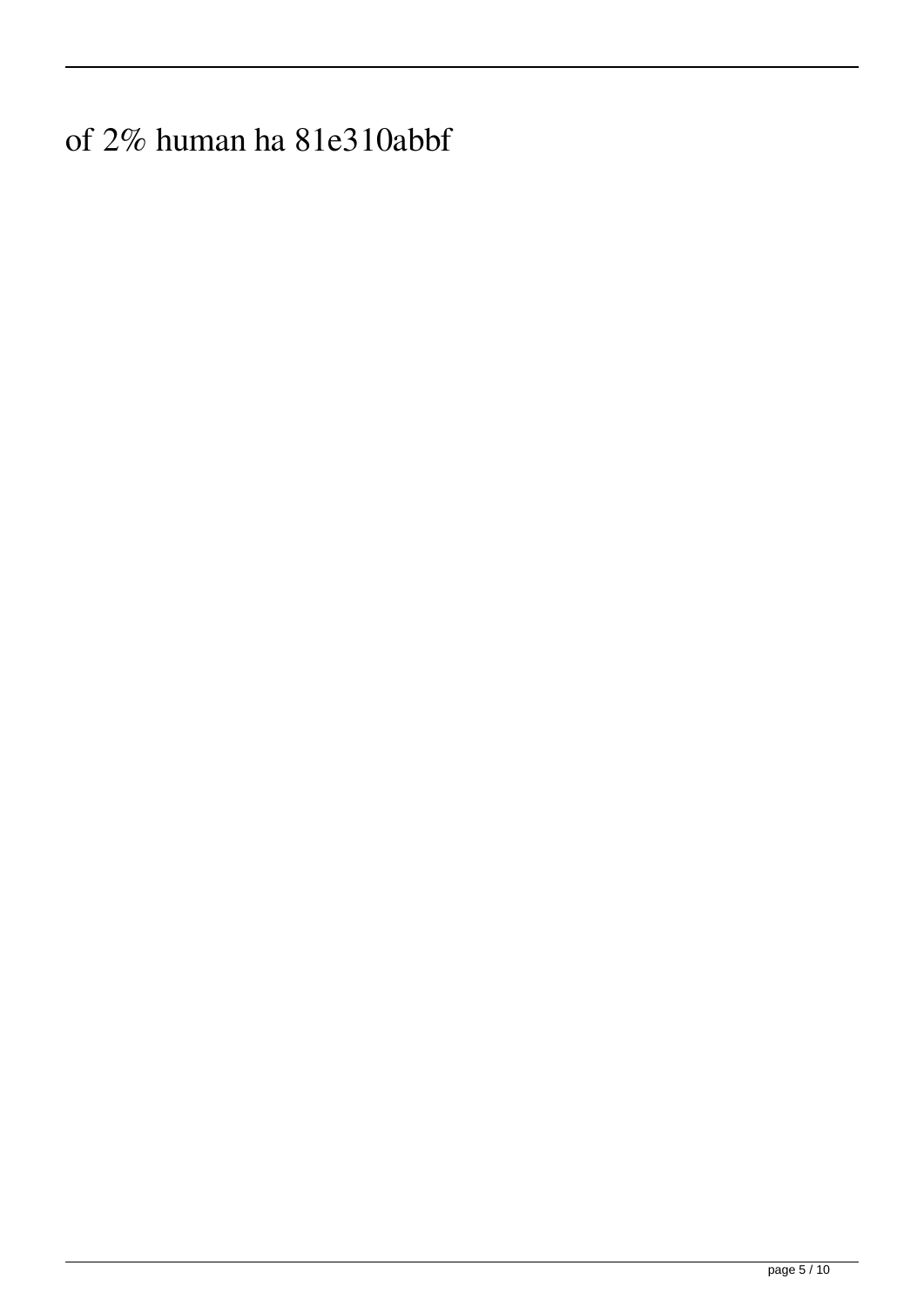of 2% human ha 81e310abbf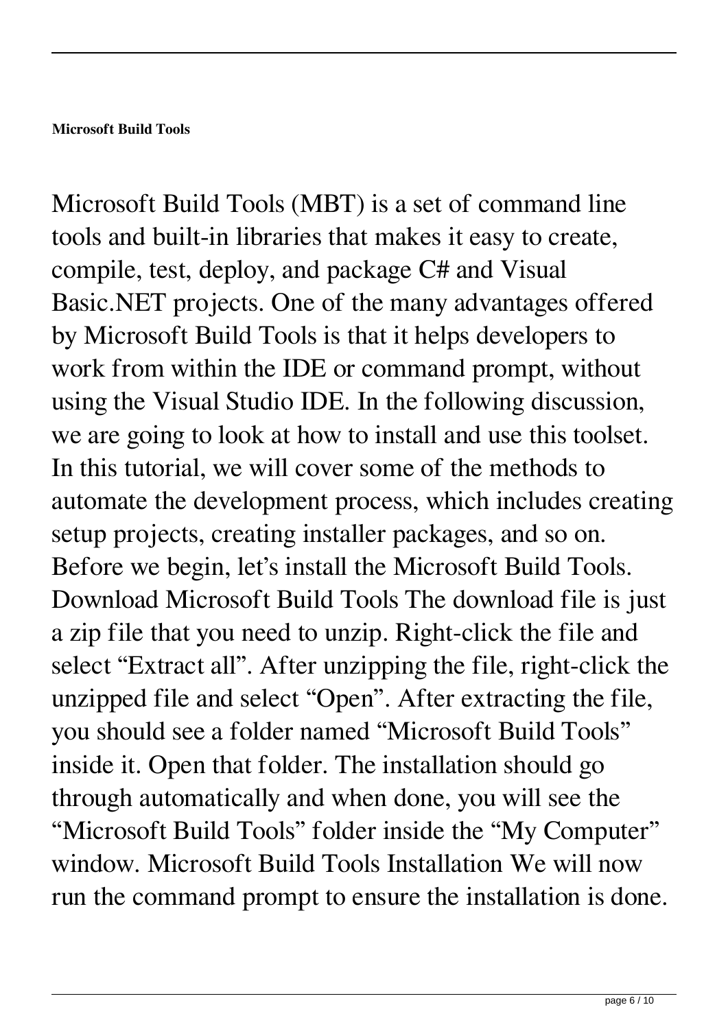**Microsoft Build Tools**

Microsoft Build Tools (MBT) is a set of command line tools and built-in libraries that makes it easy to create, compile, test, deploy, and package C# and Visual Basic.NET projects. One of the many advantages offered by Microsoft Build Tools is that it helps developers to work from within the IDE or command prompt, without using the Visual Studio IDE. In the following discussion, we are going to look at how to install and use this toolset. In this tutorial, we will cover some of the methods to automate the development process, which includes creating setup projects, creating installer packages, and so on. Before we begin, let's install the Microsoft Build Tools. Download Microsoft Build Tools The download file is just a zip file that you need to unzip. Right-click the file and select "Extract all". After unzipping the file, right-click the unzipped file and select "Open". After extracting the file, you should see a folder named "Microsoft Build Tools" inside it. Open that folder. The installation should go through automatically and when done, you will see the "Microsoft Build Tools" folder inside the "My Computer" window. Microsoft Build Tools Installation We will now run the command prompt to ensure the installation is done.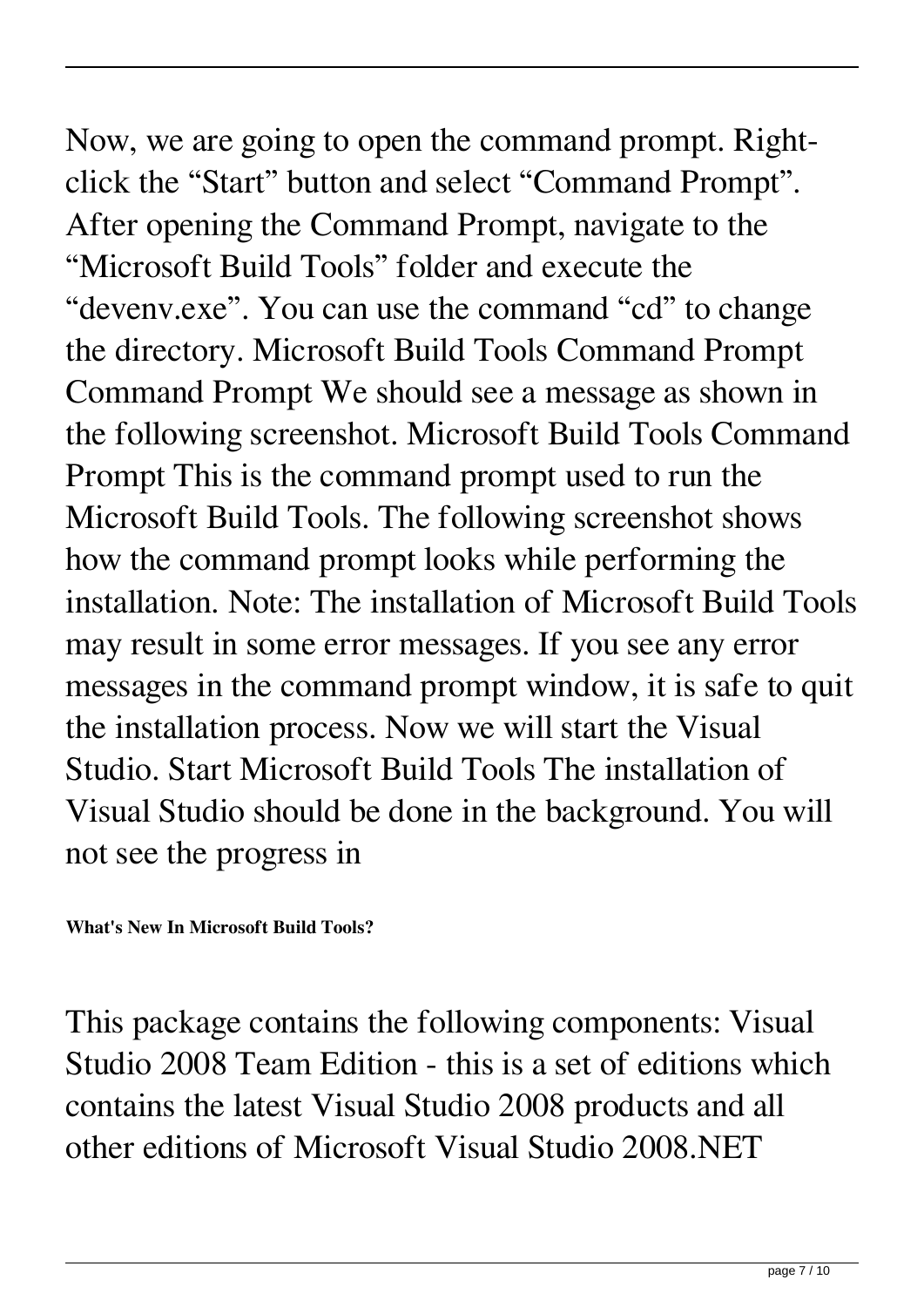Now, we are going to open the command prompt. Right-click the "Start" button and select "Command Prompt". After opening the Command Prompt, navigate to the "Microsoft Build Tools" folder and execute the "devenv.exe". You can use the command "cd" to change the directory. Microsoft Build Tools Command Prompt Command Prompt We should see a message as shown in the following screenshot. Microsoft Build Tools Command Prompt This is the command prompt used to run the Microsoft Build Tools. The following screenshot shows how the command prompt looks while performing the installation. Note: The installation of Microsoft Build Tools may result in some error messages. If you see any error messages in the command prompt window, it is safe to quit the installation process. Now we will start the Visual Studio. Start Microsoft Build Tools The installation of Visual Studio should be done in the background. You will not see the progress in

**What's New In Microsoft Build Tools?**

This package contains the following components: Visual Studio 2008 Team Edition - this is a set of editions which contains the latest Visual Studio 2008 products and all other editions of Microsoft Visual Studio 2008.NET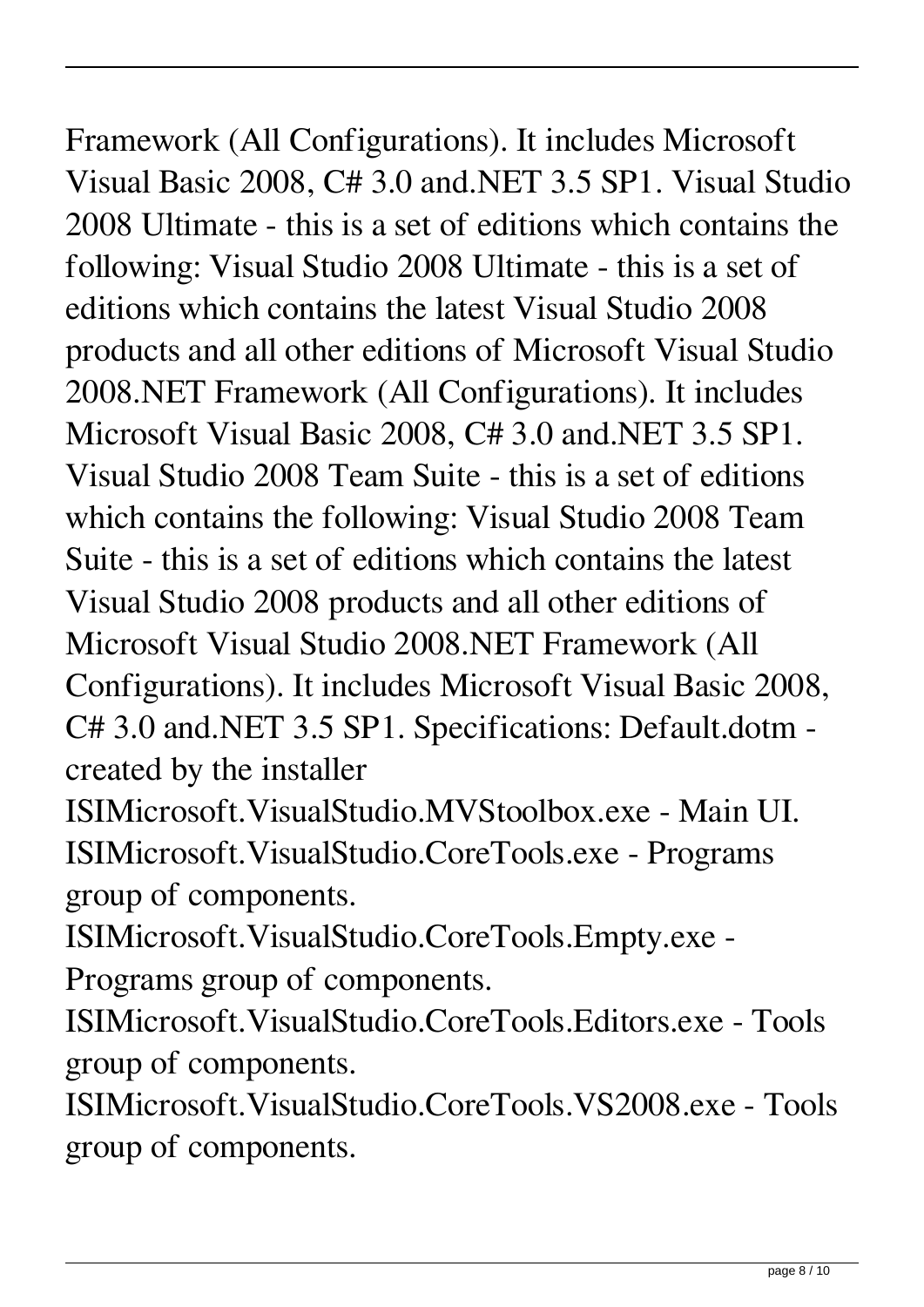Framework (All Configurations). It includes Microsoft Visual Basic 2008, C# 3.0 and.NET 3.5 SP1. Visual Studio 2008 Ultimate - this is a set of editions which contains the following: Visual Studio 2008 Ultimate - this is a set of editions which contains the latest Visual Studio 2008 products and all other editions of Microsoft Visual Studio 2008.NET Framework (All Configurations). It includes Microsoft Visual Basic 2008, C# 3.0 and.NET 3.5 SP1. Visual Studio 2008 Team Suite - this is a set of editions which contains the following: Visual Studio 2008 Team Suite - this is a set of editions which contains the latest Visual Studio 2008 products and all other editions of Microsoft Visual Studio 2008.NET Framework (All Configurations). It includes Microsoft Visual Basic 2008, C# 3.0 and.NET 3.5 SP1. Specifications: Default.dotm - created by the installer
ISIMicrosoft.VisualStudio.MVStoolbox.exe - Main UI.
ISIMicrosoft.VisualStudio.CoreTools.exe - Programs group of components.
ISIMicrosoft.VisualStudio.CoreTools.Empty.exe - Programs group of components.
ISIMicrosoft.VisualStudio.CoreTools.Editors.exe - Tools group of components.
ISIMicrosoft.VisualStudio.CoreTools.VS2008.exe - Tools group of components.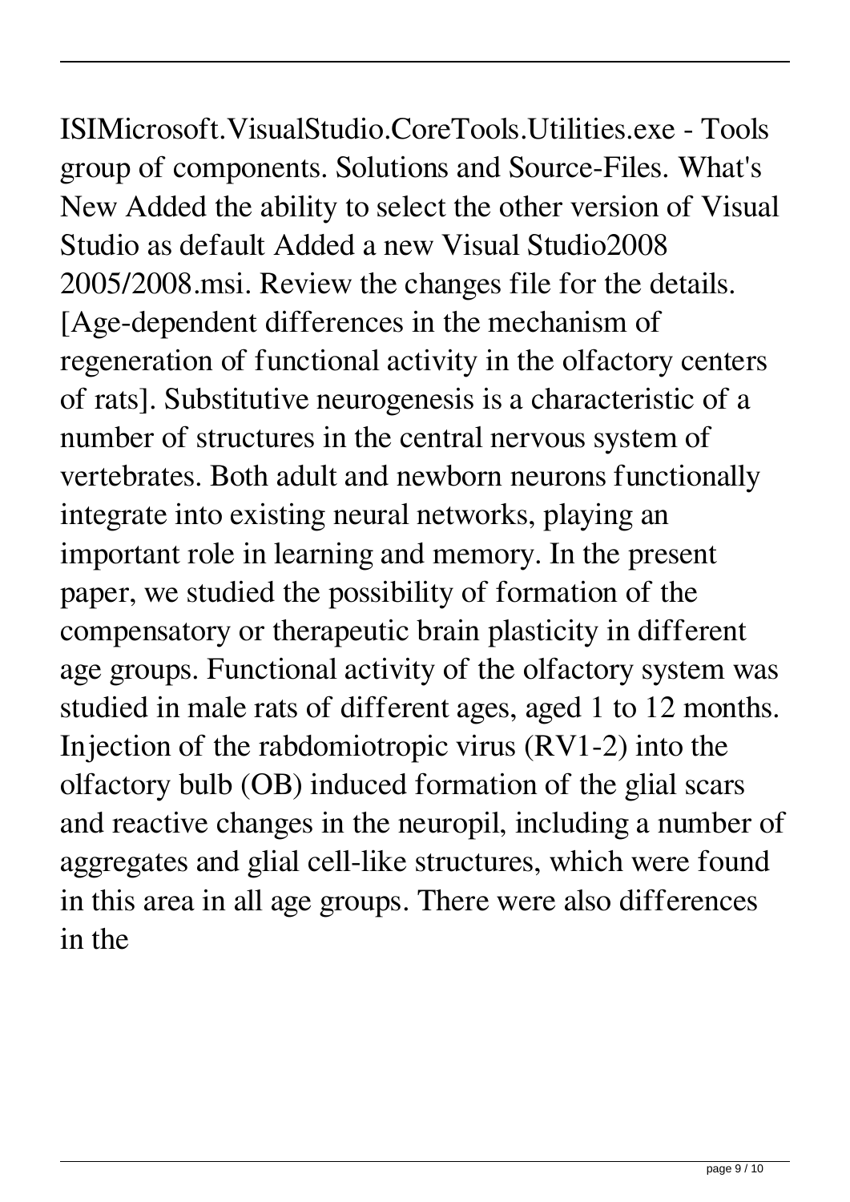ISIMicrosoft.VisualStudio.CoreTools.Utilities.exe - Tools group of components. Solutions and Source-Files. What's New Added the ability to select the other version of Visual Studio as default Added a new Visual Studio2008 2005/2008.msi. Review the changes file for the details. [Age-dependent differences in the mechanism of regeneration of functional activity in the olfactory centers of rats]. Substitutive neurogenesis is a characteristic of a number of structures in the central nervous system of vertebrates. Both adult and newborn neurons functionally integrate into existing neural networks, playing an important role in learning and memory. In the present paper, we studied the possibility of formation of the compensatory or therapeutic brain plasticity in different age groups. Functional activity of the olfactory system was studied in male rats of different ages, aged 1 to 12 months. Injection of the rabdomiotropic virus (RV1-2) into the olfactory bulb (OB) induced formation of the glial scars and reactive changes in the neuropil, including a number of aggregates and glial cell-like structures, which were found in this area in all age groups. There were also differences in the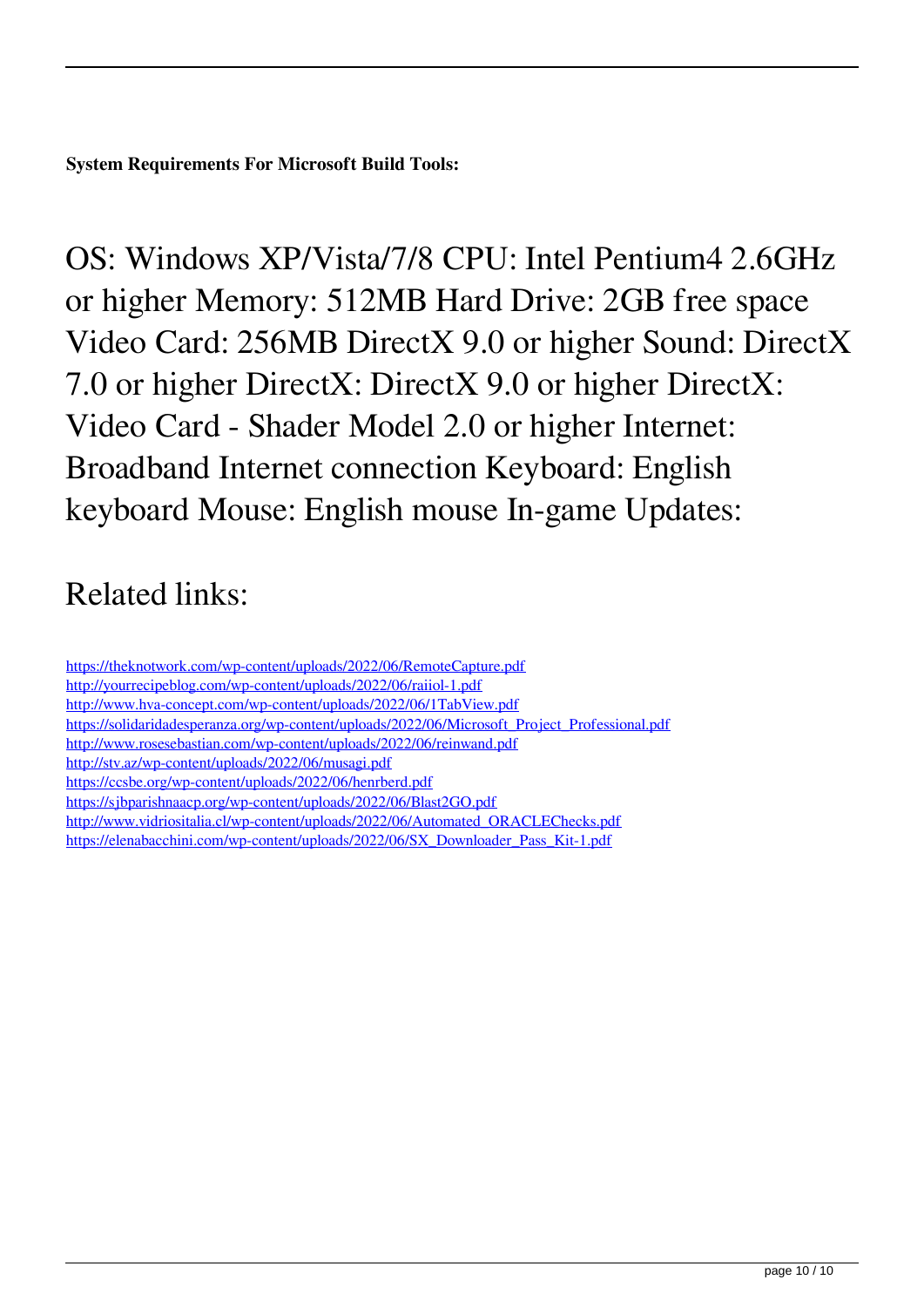**System Requirements For Microsoft Build Tools:**

OS: Windows XP/Vista/7/8 CPU: Intel Pentium4 2.6GHz or higher Memory: 512MB Hard Drive: 2GB free space Video Card: 256MB DirectX 9.0 or higher Sound: DirectX 7.0 or higher DirectX: DirectX 9.0 or higher DirectX: Video Card - Shader Model 2.0 or higher Internet: Broadband Internet connection Keyboard: English keyboard Mouse: English mouse In-game Updates:

Related links:

https://theknotwork.com/wp-content/uploads/2022/06/RemoteCapture.pdf
http://yourrecipeblog.com/wp-content/uploads/2022/06/raiiol-1.pdf
http://www.hva-concept.com/wp-content/uploads/2022/06/1TabView.pdf
https://solidaridadesperanza.org/wp-content/uploads/2022/06/Microsoft_Project_Professional.pdf
http://www.rosesebastian.com/wp-content/uploads/2022/06/reinwand.pdf
http://stv.az/wp-content/uploads/2022/06/musagi.pdf
https://ccsbe.org/wp-content/uploads/2022/06/henrberd.pdf
https://sjbparishnaacp.org/wp-content/uploads/2022/06/Blast2GO.pdf
http://www.vidriositalia.cl/wp-content/uploads/2022/06/Automated_ORACLEChecks.pdf
https://elenabacchini.com/wp-content/uploads/2022/06/SX_Downloader_Pass_Kit-1.pdf